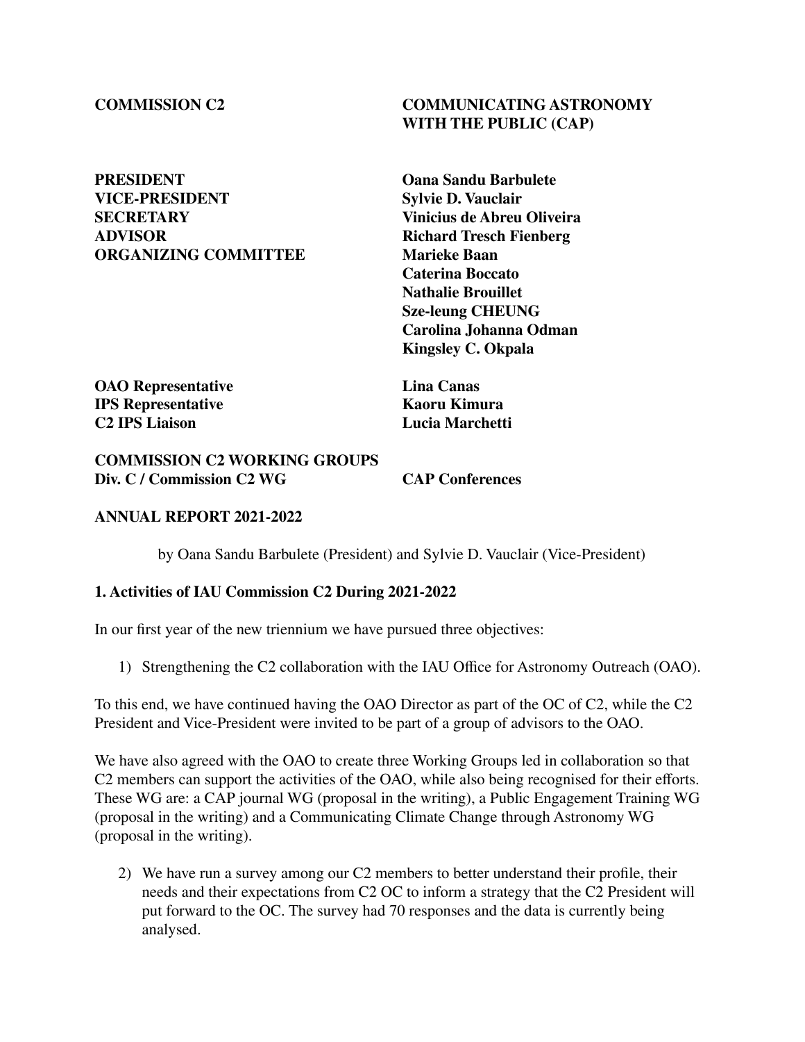**COMMISSION C2** **COMMUNICATING ASTRONOMY WITH THE PUBLIC (CAP)**

| | |
|---|---|
| **PRESIDENT** | **Oana Sandu Barbulete** |
| **VICE-PRESIDENT** | **Sylvie D. Vauclair** |
| **SECRETARY** | **Vinicius de Abreu Oliveira** |
| **ADVISOR** | **Richard Tresch Fienberg** |
| **ORGANIZING COMMITTEE** | **Marieke Baan** |
| | **Caterina Boccato** |
| | **Nathalie Brouillet** |
| | **Sze-leung CHEUNG** |
| | **Carolina Johanna Odman** |
| | **Kingsley C. Okpala** |
| **OAO Representative** | **Lina Canas** |
| **IPS Representative** | **Kaoru Kimura** |
| **C2 IPS Liaison** | **Lucia Marchetti** |

**COMMISSION C2 WORKING GROUPS**

**Div. C / Commission C2 WG** **CAP Conferences**

## ANNUAL REPORT 2021-2022

by Oana Sandu Barbulete (President) and Sylvie D. Vauclair (Vice-President)

### 1. Activities of IAU Commission C2 During 2021-2022

In our first year of the new triennium we have pursued three objectives:

1) Strengthening the C2 collaboration with the IAU Office for Astronomy Outreach (OAO).

To this end, we have continued having the OAO Director as part of the OC of C2, while the C2 President and Vice-President were invited to be part of a group of advisors to the OAO.

We have also agreed with the OAO to create three Working Groups led in collaboration so that C2 members can support the activities of the OAO, while also being recognised for their efforts. These WG are: a CAP journal WG (proposal in the writing), a Public Engagement Training WG (proposal in the writing) and a Communicating Climate Change through Astronomy WG (proposal in the writing).

2) We have run a survey among our C2 members to better understand their profile, their needs and their expectations from C2 OC to inform a strategy that the C2 President will put forward to the OC. The survey had 70 responses and the data is currently being analysed.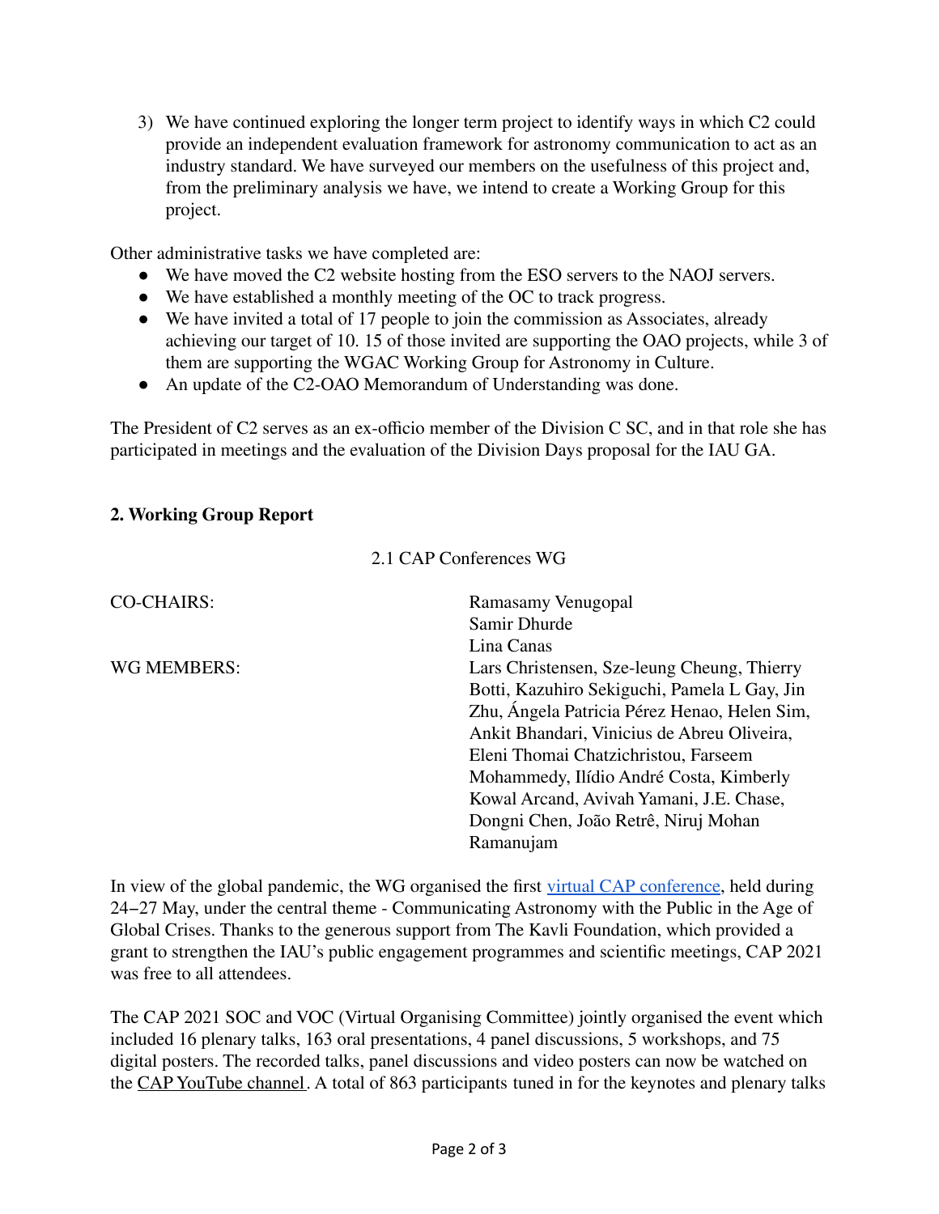3) We have continued exploring the longer term project to identify ways in which C2 could provide an independent evaluation framework for astronomy communication to act as an industry standard. We have surveyed our members on the usefulness of this project and, from the preliminary analysis we have, we intend to create a Working Group for this project.

Other administrative tasks we have completed are:

- We have moved the C2 website hosting from the ESO servers to the NAOJ servers.
- We have established a monthly meeting of the OC to track progress.
- We have invited a total of 17 people to join the commission as Associates, already achieving our target of 10. 15 of those invited are supporting the OAO projects, while 3 of them are supporting the WGAC Working Group for Astronomy in Culture.
- An update of the C2-OAO Memorandum of Understanding was done.

The President of C2 serves as an ex-officio member of the Division C SC, and in that role she has participated in meetings and the evaluation of the Division Days proposal for the IAU GA.

## 2. Working Group Report

### 2.1 CAP Conferences WG

| | |
|---|---|
| CO-CHAIRS: | Ramasamy Venugopal<br>Samir Dhurde<br>Lina Canas |
| WG MEMBERS: | Lars Christensen, Sze-leung Cheung, Thierry Botti, Kazuhiro Sekiguchi, Pamela L Gay, Jin Zhu, Ángela Patricia Pérez Henao, Helen Sim, Ankit Bhandari, Vinicius de Abreu Oliveira, Eleni Thomai Chatzichristou, Farseem Mohammedy, Ilídio André Costa, Kimberly Kowal Arcand, Avivah Yamani, J.E. Chase, Dongni Chen, João Retrê, Niruj Mohan Ramanujam |

In view of the global pandemic, the WG organised the first virtual CAP conference, held during 24–27 May, under the central theme - Communicating Astronomy with the Public in the Age of Global Crises. Thanks to the generous support from The Kavli Foundation, which provided a grant to strengthen the IAU's public engagement programmes and scientific meetings, CAP 2021 was free to all attendees.

The CAP 2021 SOC and VOC (Virtual Organising Committee) jointly organised the event which included 16 plenary talks, 163 oral presentations, 4 panel discussions, 5 workshops, and 75 digital posters. The recorded talks, panel discussions and video posters can now be watched on the CAP YouTube channel. A total of 863 participants tuned in for the keynotes and plenary talks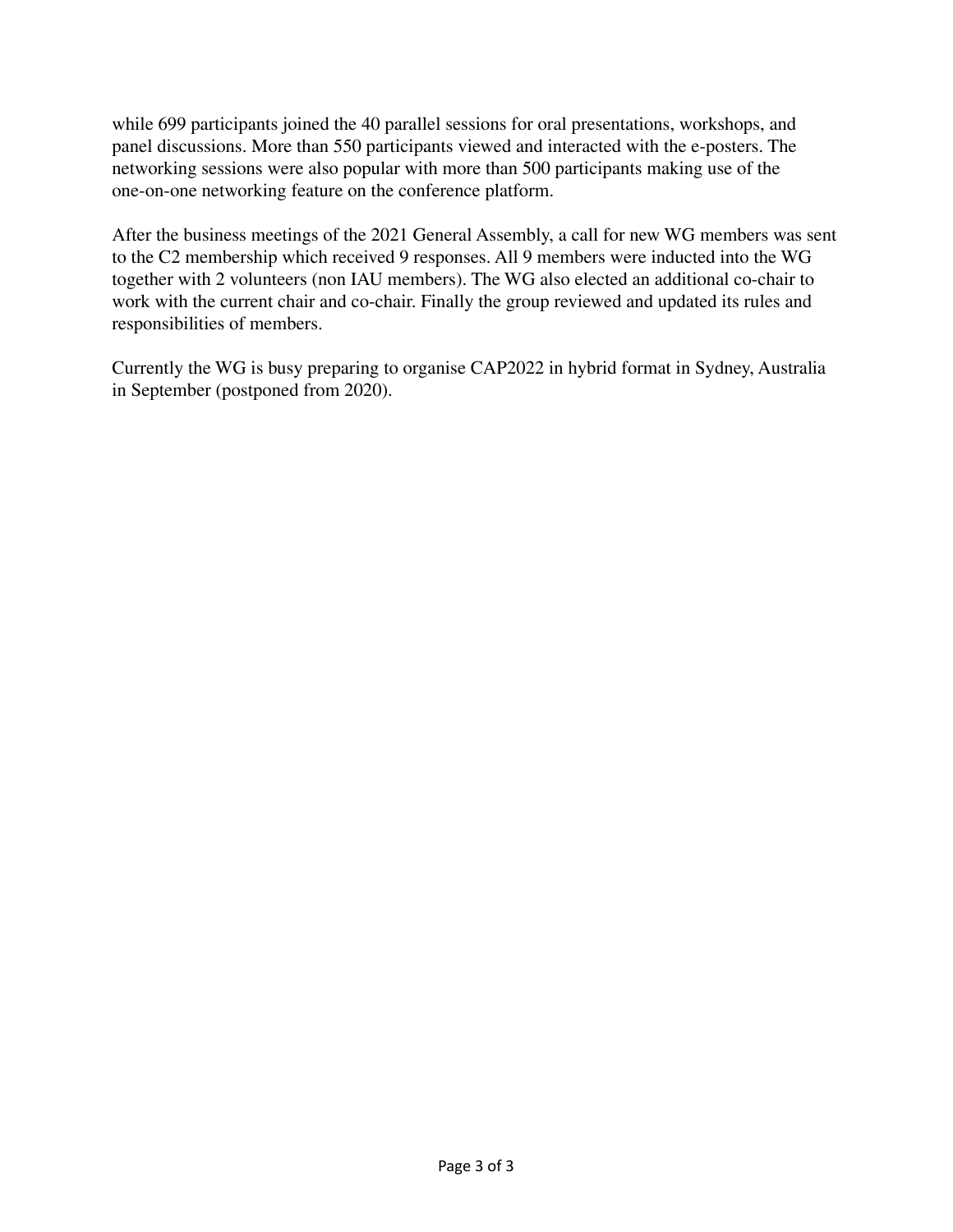while 699 participants joined the 40 parallel sessions for oral presentations, workshops, and panel discussions. More than 550 participants viewed and interacted with the e-posters. The networking sessions were also popular with more than 500 participants making use of the one-on-one networking feature on the conference platform.

After the business meetings of the 2021 General Assembly, a call for new WG members was sent to the C2 membership which received 9 responses. All 9 members were inducted into the WG together with 2 volunteers (non IAU members). The WG also elected an additional co-chair to work with the current chair and co-chair. Finally the group reviewed and updated its rules and responsibilities of members.

Currently the WG is busy preparing to organise CAP2022 in hybrid format in Sydney, Australia in September (postponed from 2020).